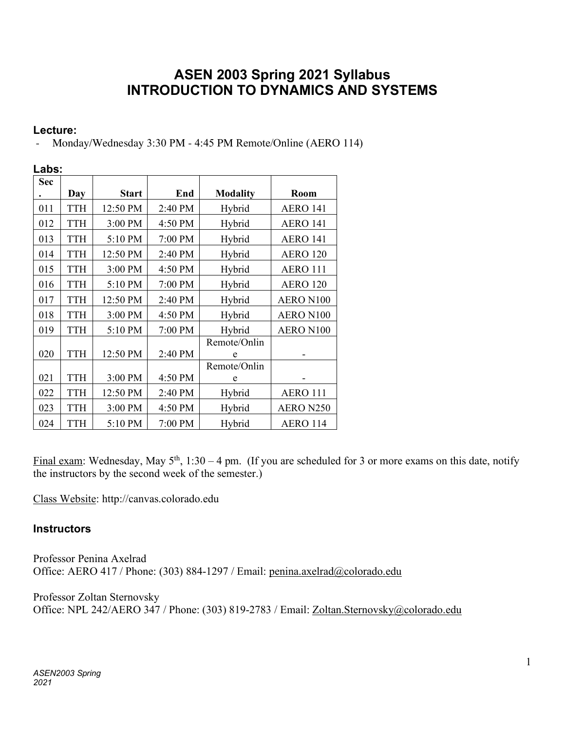# ASEN 2003 Spring 2021 Syllabus
# INTRODUCTION TO DYNAMICS AND SYSTEMS

### Lecture:

- Monday/Wednesday 3:30 PM - 4:45 PM Remote/Online (AERO 114)

### Labs:

| Sec. | Day | Start | End | Modality | Room |
|---|---|---|---|---|---|
| 011 | TTH | 12:50 PM | 2:40 PM | Hybrid | AERO 141 |
| 012 | TTH | 3:00 PM | 4:50 PM | Hybrid | AERO 141 |
| 013 | TTH | 5:10 PM | 7:00 PM | Hybrid | AERO 141 |
| 014 | TTH | 12:50 PM | 2:40 PM | Hybrid | AERO 120 |
| 015 | TTH | 3:00 PM | 4:50 PM | Hybrid | AERO 111 |
| 016 | TTH | 5:10 PM | 7:00 PM | Hybrid | AERO 120 |
| 017 | TTH | 12:50 PM | 2:40 PM | Hybrid | AERO N100 |
| 018 | TTH | 3:00 PM | 4:50 PM | Hybrid | AERO N100 |
| 019 | TTH | 5:10 PM | 7:00 PM | Hybrid | AERO N100 |
| 020 | TTH | 12:50 PM | 2:40 PM | Remote/Online | - |
| 021 | TTH | 3:00 PM | 4:50 PM | Remote/Online | - |
| 022 | TTH | 12:50 PM | 2:40 PM | Hybrid | AERO 111 |
| 023 | TTH | 3:00 PM | 4:50 PM | Hybrid | AERO N250 |
| 024 | TTH | 5:10 PM | 7:00 PM | Hybrid | AERO 114 |

Final exam: Wednesday, May 5th, 1:30 – 4 pm. (If you are scheduled for 3 or more exams on this date, notify the instructors by the second week of the semester.)

Class Website: http://canvas.colorado.edu

### Instructors

Professor Penina Axelrad
Office: AERO 417 / Phone: (303) 884-1297 / Email: penina.axelrad@colorado.edu

Professor Zoltan Sternovsky
Office: NPL 242/AERO 347 / Phone: (303) 819-2783 / Email: Zoltan.Sternovsky@colorado.edu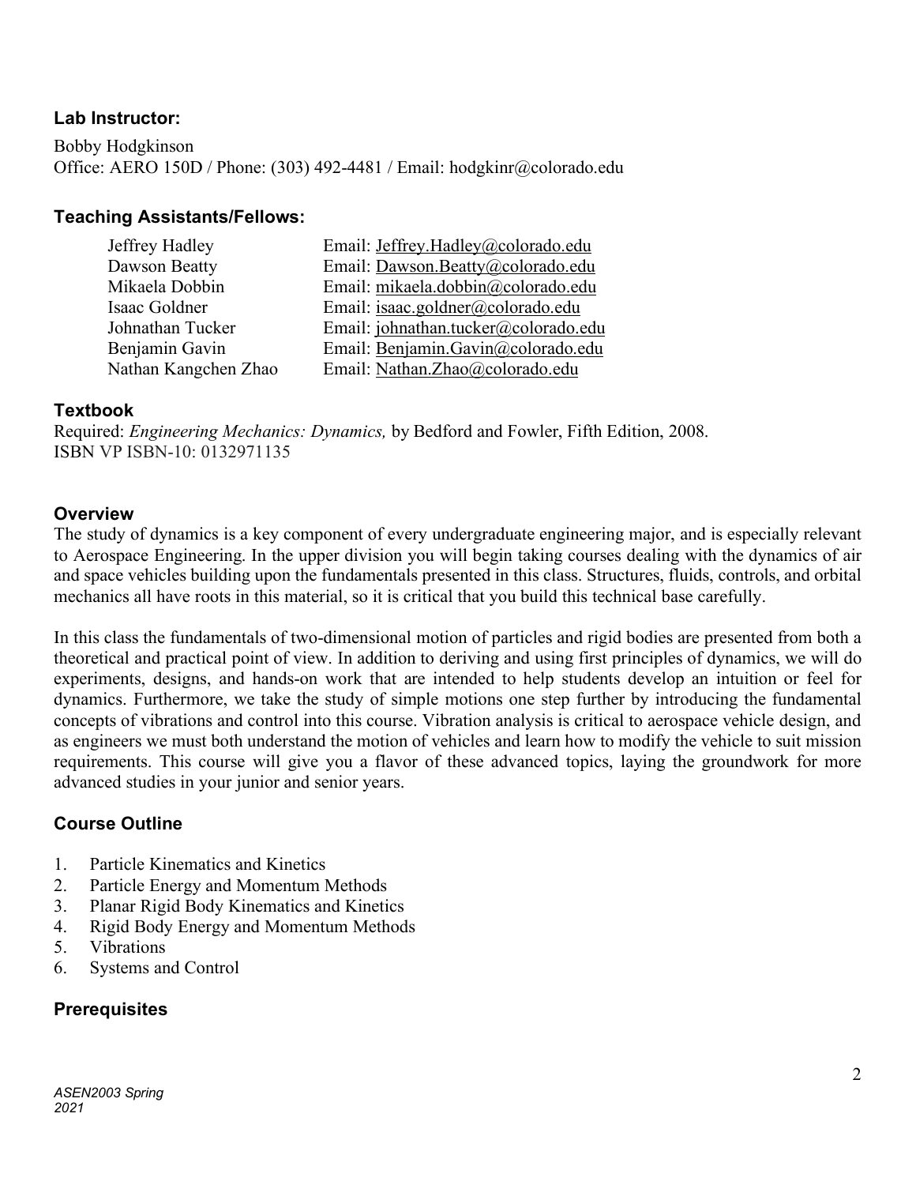### Lab Instructor:

Bobby Hodgkinson
Office: AERO 150D / Phone: (303) 492-4481 / Email: hodgkinr@colorado.edu

### Teaching Assistants/Fellows:

| | |
|---|---|
| Jeffrey Hadley | Email: Jeffrey.Hadley@colorado.edu |
| Dawson Beatty | Email: Dawson.Beatty@colorado.edu |
| Mikaela Dobbin | Email: mikaela.dobbin@colorado.edu |
| Isaac Goldner | Email: isaac.goldner@colorado.edu |
| Johnathan Tucker | Email: johnathan.tucker@colorado.edu |
| Benjamin Gavin | Email: Benjamin.Gavin@colorado.edu |
| Nathan Kangchen Zhao | Email: Nathan.Zhao@colorado.edu |

### Textbook

Required: *Engineering Mechanics: Dynamics,* by Bedford and Fowler, Fifth Edition, 2008.
ISBN VP ISBN-10: 0132971135

### Overview

The study of dynamics is a key component of every undergraduate engineering major, and is especially relevant to Aerospace Engineering. In the upper division you will begin taking courses dealing with the dynamics of air and space vehicles building upon the fundamentals presented in this class. Structures, fluids, controls, and orbital mechanics all have roots in this material, so it is critical that you build this technical base carefully.

In this class the fundamentals of two-dimensional motion of particles and rigid bodies are presented from both a theoretical and practical point of view. In addition to deriving and using first principles of dynamics, we will do experiments, designs, and hands-on work that are intended to help students develop an intuition or feel for dynamics. Furthermore, we take the study of simple motions one step further by introducing the fundamental concepts of vibrations and control into this course. Vibration analysis is critical to aerospace vehicle design, and as engineers we must both understand the motion of vehicles and learn how to modify the vehicle to suit mission requirements. This course will give you a flavor of these advanced topics, laying the groundwork for more advanced studies in your junior and senior years.

### Course Outline

1. Particle Kinematics and Kinetics
2. Particle Energy and Momentum Methods
3. Planar Rigid Body Kinematics and Kinetics
4. Rigid Body Energy and Momentum Methods
5. Vibrations
6. Systems and Control

### Prerequisites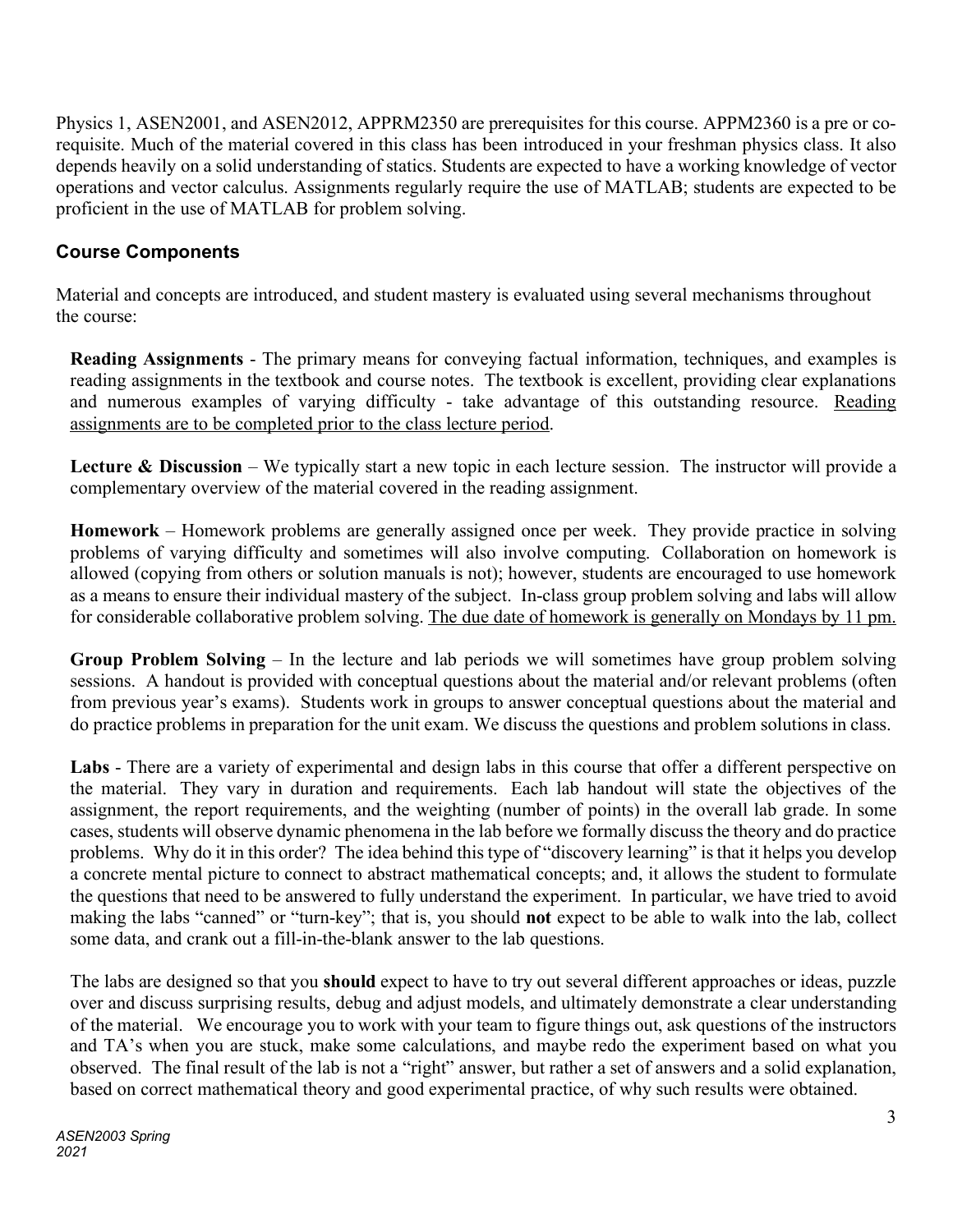Physics 1, ASEN2001, and ASEN2012, APPRM2350 are prerequisites for this course. APPM2360 is a pre or co-requisite. Much of the material covered in this class has been introduced in your freshman physics class. It also depends heavily on a solid understanding of statics. Students are expected to have a working knowledge of vector operations and vector calculus. Assignments regularly require the use of MATLAB; students are expected to be proficient in the use of MATLAB for problem solving.

## Course Components

Material and concepts are introduced, and student mastery is evaluated using several mechanisms throughout the course:

**Reading Assignments** - The primary means for conveying factual information, techniques, and examples is reading assignments in the textbook and course notes. The textbook is excellent, providing clear explanations and numerous examples of varying difficulty - take advantage of this outstanding resource. <u>Reading assignments are to be completed prior to the class lecture period</u>.

**Lecture & Discussion** – We typically start a new topic in each lecture session. The instructor will provide a complementary overview of the material covered in the reading assignment.

**Homework** – Homework problems are generally assigned once per week. They provide practice in solving problems of varying difficulty and sometimes will also involve computing. Collaboration on homework is allowed (copying from others or solution manuals is not); however, students are encouraged to use homework as a means to ensure their individual mastery of the subject. In-class group problem solving and labs will allow for considerable collaborative problem solving. <u>The due date of homework is generally on Mondays by 11 pm.</u>

**Group Problem Solving** – In the lecture and lab periods we will sometimes have group problem solving sessions. A handout is provided with conceptual questions about the material and/or relevant problems (often from previous year's exams). Students work in groups to answer conceptual questions about the material and do practice problems in preparation for the unit exam. We discuss the questions and problem solutions in class.

**Labs** - There are a variety of experimental and design labs in this course that offer a different perspective on the material. They vary in duration and requirements. Each lab handout will state the objectives of the assignment, the report requirements, and the weighting (number of points) in the overall lab grade. In some cases, students will observe dynamic phenomena in the lab before we formally discuss the theory and do practice problems. Why do it in this order? The idea behind this type of "discovery learning" is that it helps you develop a concrete mental picture to connect to abstract mathematical concepts; and, it allows the student to formulate the questions that need to be answered to fully understand the experiment. In particular, we have tried to avoid making the labs "canned" or "turn-key"; that is, you should **not** expect to be able to walk into the lab, collect some data, and crank out a fill-in-the-blank answer to the lab questions.

The labs are designed so that you **should** expect to have to try out several different approaches or ideas, puzzle over and discuss surprising results, debug and adjust models, and ultimately demonstrate a clear understanding of the material. We encourage you to work with your team to figure things out, ask questions of the instructors and TA's when you are stuck, make some calculations, and maybe redo the experiment based on what you observed. The final result of the lab is not a "right" answer, but rather a set of answers and a solid explanation, based on correct mathematical theory and good experimental practice, of why such results were obtained.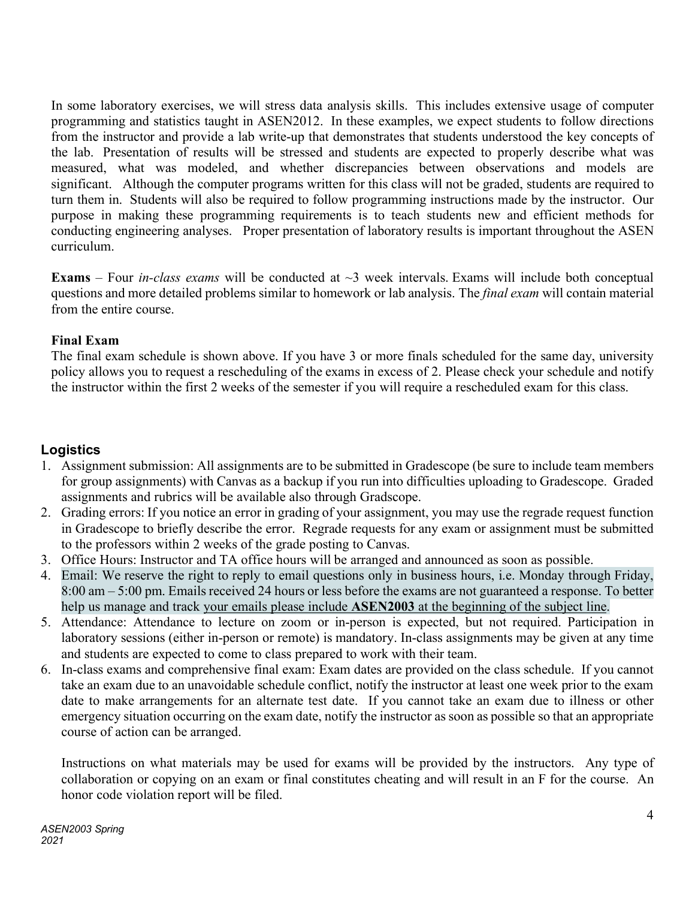In some laboratory exercises, we will stress data analysis skills. This includes extensive usage of computer programming and statistics taught in ASEN2012. In these examples, we expect students to follow directions from the instructor and provide a lab write-up that demonstrates that students understood the key concepts of the lab. Presentation of results will be stressed and students are expected to properly describe what was measured, what was modeled, and whether discrepancies between observations and models are significant. Although the computer programs written for this class will not be graded, students are required to turn them in. Students will also be required to follow programming instructions made by the instructor. Our purpose in making these programming requirements is to teach students new and efficient methods for conducting engineering analyses. Proper presentation of laboratory results is important throughout the ASEN curriculum.

**Exams** – Four *in-class exams* will be conducted at ~3 week intervals. Exams will include both conceptual questions and more detailed problems similar to homework or lab analysis. The *final exam* will contain material from the entire course.

**Final Exam**
The final exam schedule is shown above. If you have 3 or more finals scheduled for the same day, university policy allows you to request a rescheduling of the exams in excess of 2. Please check your schedule and notify the instructor within the first 2 weeks of the semester if you will require a rescheduled exam for this class.

## Logistics

1. Assignment submission: All assignments are to be submitted in Gradescope (be sure to include team members for group assignments) with Canvas as a backup if you run into difficulties uploading to Gradescope. Graded assignments and rubrics will be available also through Gradscope.
2. Grading errors: If you notice an error in grading of your assignment, you may use the regrade request function in Gradescope to briefly describe the error. Regrade requests for any exam or assignment must be submitted to the professors within 2 weeks of the grade posting to Canvas.
3. Office Hours: Instructor and TA office hours will be arranged and announced as soon as possible.
4. Email: We reserve the right to reply to email questions only in business hours, i.e. Monday through Friday, 8:00 am – 5:00 pm. Emails received 24 hours or less before the exams are not guaranteed a response. To better help us manage and track your emails please include **ASEN2003** at the beginning of the subject line.
5. Attendance: Attendance to lecture on zoom or in-person is expected, but not required. Participation in laboratory sessions (either in-person or remote) is mandatory. In-class assignments may be given at any time and students are expected to come to class prepared to work with their team.
6. In-class exams and comprehensive final exam: Exam dates are provided on the class schedule. If you cannot take an exam due to an unavoidable schedule conflict, notify the instructor at least one week prior to the exam date to make arrangements for an alternate test date. If you cannot take an exam due to illness or other emergency situation occurring on the exam date, notify the instructor as soon as possible so that an appropriate course of action can be arranged.

   Instructions on what materials may be used for exams will be provided by the instructors. Any type of collaboration or copying on an exam or final constitutes cheating and will result in an F for the course. An honor code violation report will be filed.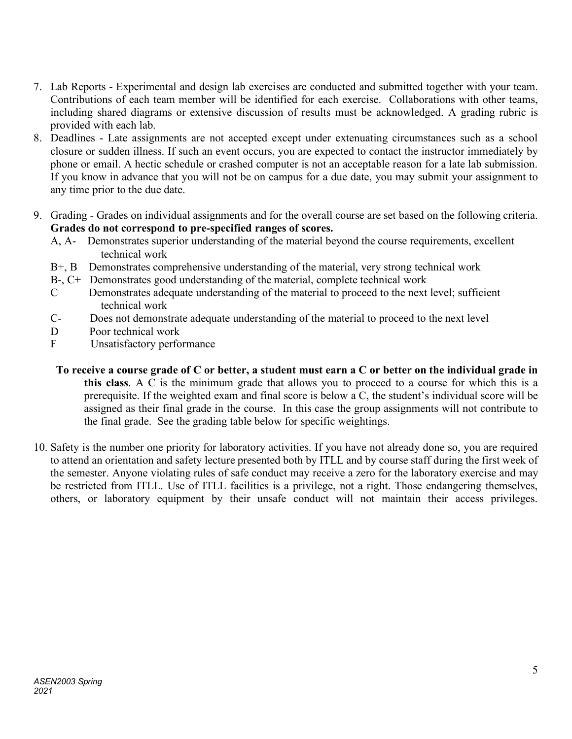7. Lab Reports - Experimental and design lab exercises are conducted and submitted together with your team. Contributions of each team member will be identified for each exercise. Collaborations with other teams, including shared diagrams or extensive discussion of results must be acknowledged. A grading rubric is provided with each lab.
8. Deadlines - Late assignments are not accepted except under extenuating circumstances such as a school closure or sudden illness. If such an event occurs, you are expected to contact the instructor immediately by phone or email. A hectic schedule or crashed computer is not an acceptable reason for a late lab submission. If you know in advance that you will not be on campus for a due date, you may submit your assignment to any time prior to the due date.
9. Grading - Grades on individual assignments and for the overall course are set based on the following criteria. **Grades do not correspond to pre-specified ranges of scores.**
   - A, A- Demonstrates superior understanding of the material beyond the course requirements, excellent technical work
   - B+, B Demonstrates comprehensive understanding of the material, very strong technical work
   - B-, C+ Demonstrates good understanding of the material, complete technical work
   - C Demonstrates adequate understanding of the material to proceed to the next level; sufficient technical work
   - C- Does not demonstrate adequate understanding of the material to proceed to the next level
   - D Poor technical work
   - F Unsatisfactory performance

   **To receive a course grade of C or better, a student must earn a C or better on the individual grade in this class**. A C is the minimum grade that allows you to proceed to a course for which this is a prerequisite. If the weighted exam and final score is below a C, the student's individual score will be assigned as their final grade in the course. In this case the group assignments will not contribute to the final grade. See the grading table below for specific weightings.

10. Safety is the number one priority for laboratory activities. If you have not already done so, you are required to attend an orientation and safety lecture presented both by ITLL and by course staff during the first week of the semester. Anyone violating rules of safe conduct may receive a zero for the laboratory exercise and may be restricted from ITLL. Use of ITLL facilities is a privilege, not a right. Those endangering themselves, others, or laboratory equipment by their unsafe conduct will not maintain their access privileges.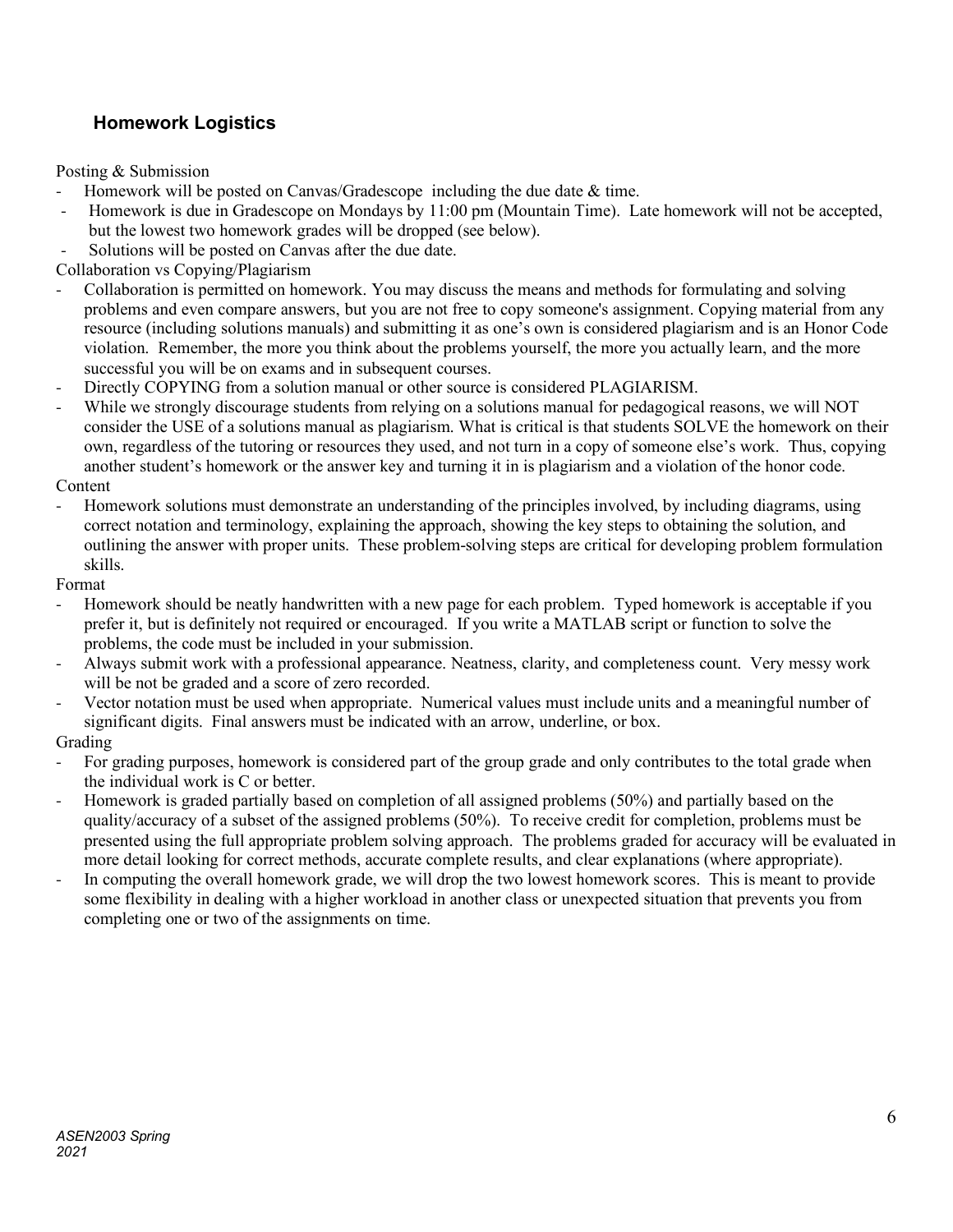## Homework Logistics

Posting & Submission

- Homework will be posted on Canvas/Gradescope including the due date & time.
- Homework is due in Gradescope on Mondays by 11:00 pm (Mountain Time). Late homework will not be accepted, but the lowest two homework grades will be dropped (see below).
- Solutions will be posted on Canvas after the due date.

Collaboration vs Copying/Plagiarism

- Collaboration is permitted on homework. You may discuss the means and methods for formulating and solving problems and even compare answers, but you are not free to copy someone's assignment. Copying material from any resource (including solutions manuals) and submitting it as one's own is considered plagiarism and is an Honor Code violation. Remember, the more you think about the problems yourself, the more you actually learn, and the more successful you will be on exams and in subsequent courses.
- Directly COPYING from a solution manual or other source is considered PLAGIARISM.
- While we strongly discourage students from relying on a solutions manual for pedagogical reasons, we will NOT consider the USE of a solutions manual as plagiarism. What is critical is that students SOLVE the homework on their own, regardless of the tutoring or resources they used, and not turn in a copy of someone else's work. Thus, copying another student's homework or the answer key and turning it in is plagiarism and a violation of the honor code.

Content

- Homework solutions must demonstrate an understanding of the principles involved, by including diagrams, using correct notation and terminology, explaining the approach, showing the key steps to obtaining the solution, and outlining the answer with proper units. These problem-solving steps are critical for developing problem formulation skills.

Format

- Homework should be neatly handwritten with a new page for each problem. Typed homework is acceptable if you prefer it, but is definitely not required or encouraged. If you write a MATLAB script or function to solve the problems, the code must be included in your submission.
- Always submit work with a professional appearance. Neatness, clarity, and completeness count. Very messy work will be not be graded and a score of zero recorded.
- Vector notation must be used when appropriate. Numerical values must include units and a meaningful number of significant digits. Final answers must be indicated with an arrow, underline, or box.

Grading

- For grading purposes, homework is considered part of the group grade and only contributes to the total grade when the individual work is C or better.
- Homework is graded partially based on completion of all assigned problems (50%) and partially based on the quality/accuracy of a subset of the assigned problems (50%). To receive credit for completion, problems must be presented using the full appropriate problem solving approach. The problems graded for accuracy will be evaluated in more detail looking for correct methods, accurate complete results, and clear explanations (where appropriate).
- In computing the overall homework grade, we will drop the two lowest homework scores. This is meant to provide some flexibility in dealing with a higher workload in another class or unexpected situation that prevents you from completing one or two of the assignments on time.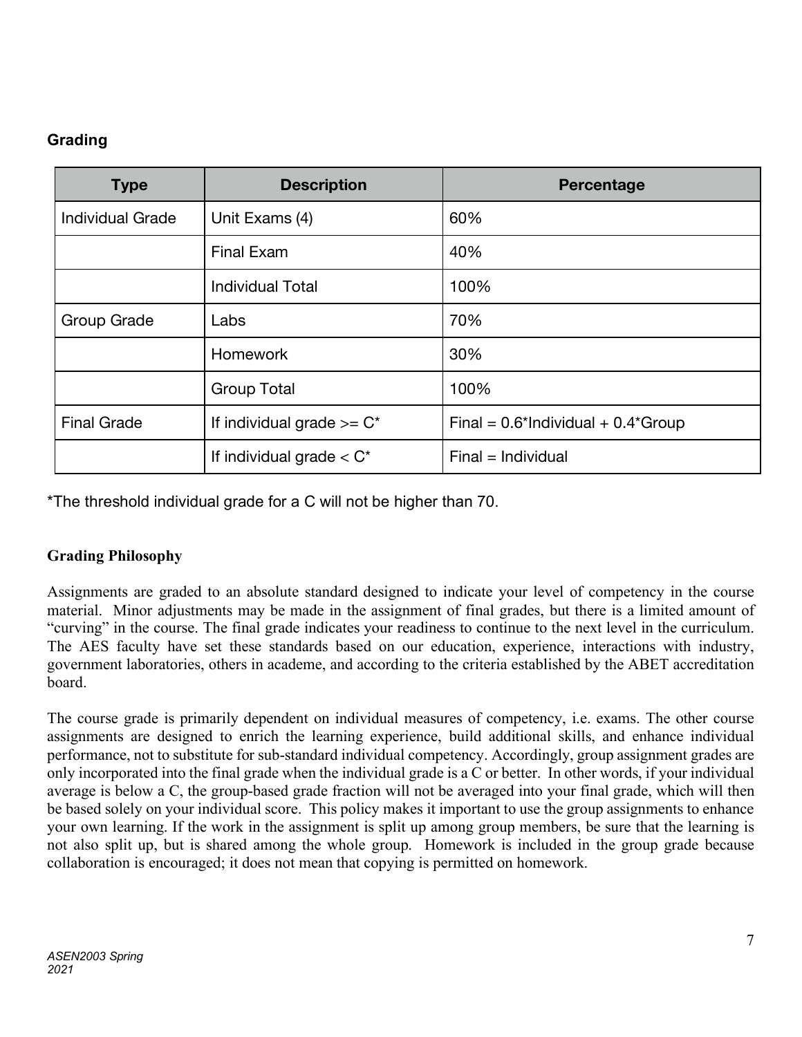## Grading

| Type | Description | Percentage |
|---|---|---|
| Individual Grade | Unit Exams (4) | 60% |
| | Final Exam | 40% |
| | Individual Total | 100% |
| Group Grade | Labs | 70% |
| | Homework | 30% |
| | Group Total | 100% |
| Final Grade | If individual grade >= C* | Final = 0.6*Individual + 0.4*Group |
| | If individual grade < C* | Final = Individual |

*The threshold individual grade for a C will not be higher than 70.

### Grading Philosophy

Assignments are graded to an absolute standard designed to indicate your level of competency in the course material. Minor adjustments may be made in the assignment of final grades, but there is a limited amount of "curving" in the course. The final grade indicates your readiness to continue to the next level in the curriculum. The AES faculty have set these standards based on our education, experience, interactions with industry, government laboratories, others in academe, and according to the criteria established by the ABET accreditation board.

The course grade is primarily dependent on individual measures of competency, i.e. exams. The other course assignments are designed to enrich the learning experience, build additional skills, and enhance individual performance, not to substitute for sub-standard individual competency. Accordingly, group assignment grades are only incorporated into the final grade when the individual grade is a C or better. In other words, if your individual average is below a C, the group-based grade fraction will not be averaged into your final grade, which will then be based solely on your individual score. This policy makes it important to use the group assignments to enhance your own learning. If the work in the assignment is split up among group members, be sure that the learning is not also split up, but is shared among the whole group. Homework is included in the group grade because collaboration is encouraged; it does not mean that copying is permitted on homework.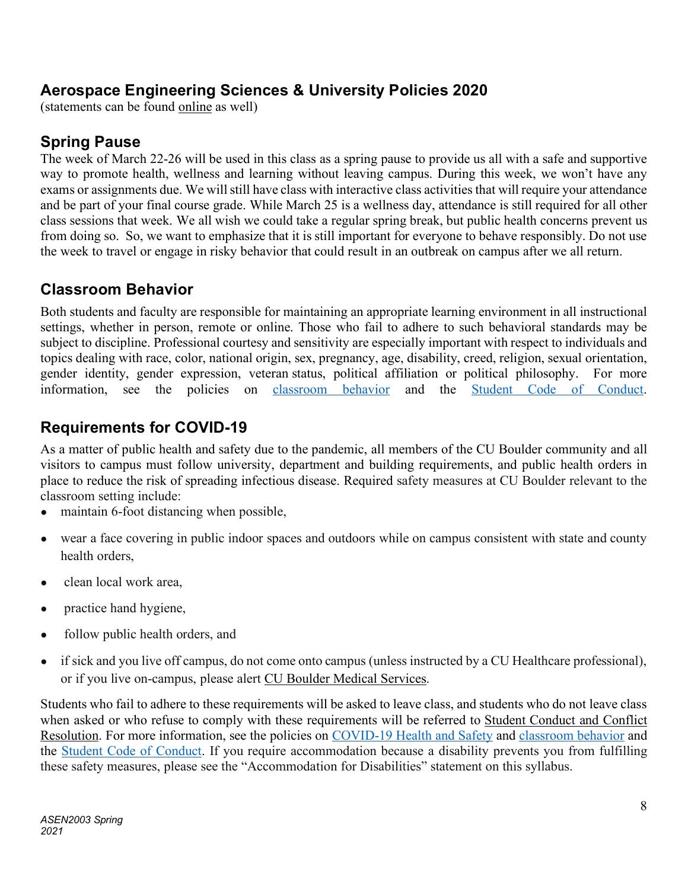## Aerospace Engineering Sciences & University Policies 2020

(statements can be found online as well)

## Spring Pause

The week of March 22-26 will be used in this class as a spring pause to provide us all with a safe and supportive way to promote health, wellness and learning without leaving campus. During this week, we won't have any exams or assignments due. We will still have class with interactive class activities that will require your attendance and be part of your final course grade. While March 25 is a wellness day, attendance is still required for all other class sessions that week. We all wish we could take a regular spring break, but public health concerns prevent us from doing so. So, we want to emphasize that it is still important for everyone to behave responsibly. Do not use the week to travel or engage in risky behavior that could result in an outbreak on campus after we all return.

## Classroom Behavior

Both students and faculty are responsible for maintaining an appropriate learning environment in all instructional settings, whether in person, remote or online. Those who fail to adhere to such behavioral standards may be subject to discipline. Professional courtesy and sensitivity are especially important with respect to individuals and topics dealing with race, color, national origin, sex, pregnancy, age, disability, creed, religion, sexual orientation, gender identity, gender expression, veteran status, political affiliation or political philosophy. For more information, see the policies on classroom behavior and the Student Code of Conduct.

## Requirements for COVID-19

As a matter of public health and safety due to the pandemic, all members of the CU Boulder community and all visitors to campus must follow university, department and building requirements, and public health orders in place to reduce the risk of spreading infectious disease. Required safety measures at CU Boulder relevant to the classroom setting include:

- maintain 6-foot distancing when possible,
- wear a face covering in public indoor spaces and outdoors while on campus consistent with state and county health orders,
- clean local work area,
- practice hand hygiene,
- follow public health orders, and
- if sick and you live off campus, do not come onto campus (unless instructed by a CU Healthcare professional), or if you live on-campus, please alert CU Boulder Medical Services.

Students who fail to adhere to these requirements will be asked to leave class, and students who do not leave class when asked or who refuse to comply with these requirements will be referred to Student Conduct and Conflict Resolution. For more information, see the policies on COVID-19 Health and Safety and classroom behavior and the Student Code of Conduct. If you require accommodation because a disability prevents you from fulfilling these safety measures, please see the "Accommodation for Disabilities" statement on this syllabus.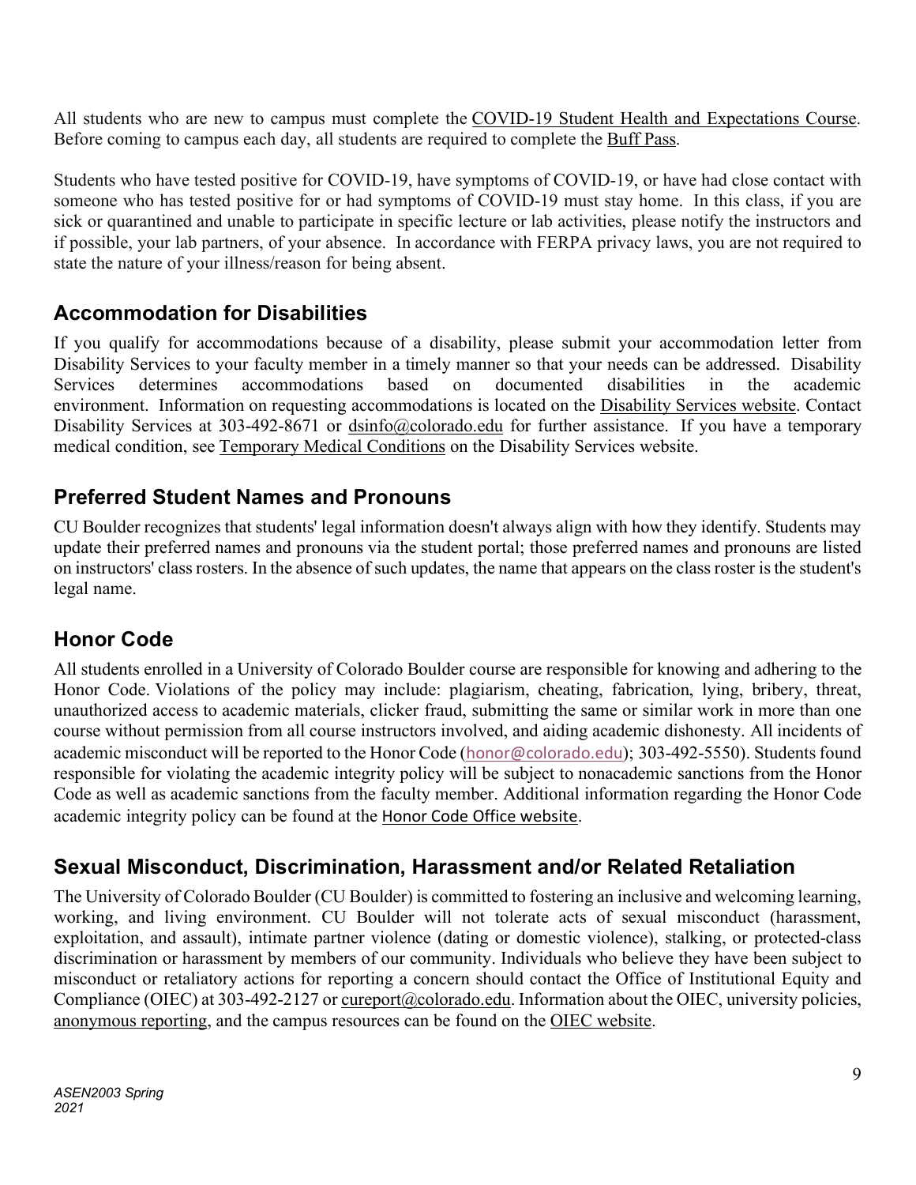All students who are new to campus must complete the COVID-19 Student Health and Expectations Course. Before coming to campus each day, all students are required to complete the Buff Pass.

Students who have tested positive for COVID-19, have symptoms of COVID-19, or have had close contact with someone who has tested positive for or had symptoms of COVID-19 must stay home. In this class, if you are sick or quarantined and unable to participate in specific lecture or lab activities, please notify the instructors and if possible, your lab partners, of your absence. In accordance with FERPA privacy laws, you are not required to state the nature of your illness/reason for being absent.

## Accommodation for Disabilities

If you qualify for accommodations because of a disability, please submit your accommodation letter from Disability Services to your faculty member in a timely manner so that your needs can be addressed. Disability Services determines accommodations based on documented disabilities in the academic environment. Information on requesting accommodations is located on the Disability Services website. Contact Disability Services at 303-492-8671 or dsinfo@colorado.edu for further assistance. If you have a temporary medical condition, see Temporary Medical Conditions on the Disability Services website.

## Preferred Student Names and Pronouns

CU Boulder recognizes that students' legal information doesn't always align with how they identify. Students may update their preferred names and pronouns via the student portal; those preferred names and pronouns are listed on instructors' class rosters. In the absence of such updates, the name that appears on the class roster is the student's legal name.

## Honor Code

All students enrolled in a University of Colorado Boulder course are responsible for knowing and adhering to the Honor Code. Violations of the policy may include: plagiarism, cheating, fabrication, lying, bribery, threat, unauthorized access to academic materials, clicker fraud, submitting the same or similar work in more than one course without permission from all course instructors involved, and aiding academic dishonesty. All incidents of academic misconduct will be reported to the Honor Code (honor@colorado.edu); 303-492-5550). Students found responsible for violating the academic integrity policy will be subject to nonacademic sanctions from the Honor Code as well as academic sanctions from the faculty member. Additional information regarding the Honor Code academic integrity policy can be found at the Honor Code Office website.

## Sexual Misconduct, Discrimination, Harassment and/or Related Retaliation

The University of Colorado Boulder (CU Boulder) is committed to fostering an inclusive and welcoming learning, working, and living environment. CU Boulder will not tolerate acts of sexual misconduct (harassment, exploitation, and assault), intimate partner violence (dating or domestic violence), stalking, or protected-class discrimination or harassment by members of our community. Individuals who believe they have been subject to misconduct or retaliatory actions for reporting a concern should contact the Office of Institutional Equity and Compliance (OIEC) at 303-492-2127 or cureport@colorado.edu. Information about the OIEC, university policies, anonymous reporting, and the campus resources can be found on the OIEC website.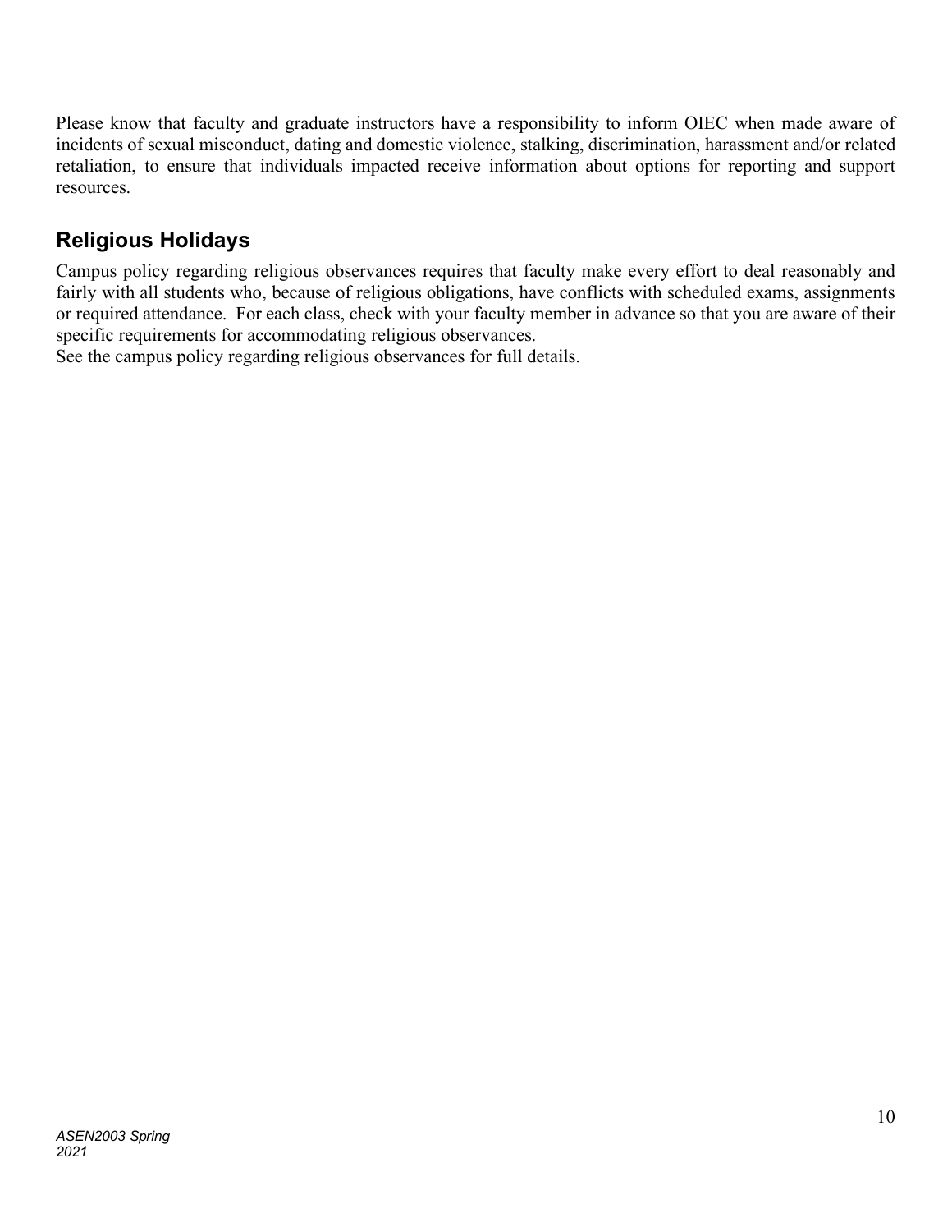Please know that faculty and graduate instructors have a responsibility to inform OIEC when made aware of incidents of sexual misconduct, dating and domestic violence, stalking, discrimination, harassment and/or related retaliation, to ensure that individuals impacted receive information about options for reporting and support resources.

## Religious Holidays

Campus policy regarding religious observances requires that faculty make every effort to deal reasonably and fairly with all students who, because of religious obligations, have conflicts with scheduled exams, assignments or required attendance. For each class, check with your faculty member in advance so that you are aware of their specific requirements for accommodating religious observances.
See the campus policy regarding religious observances for full details.